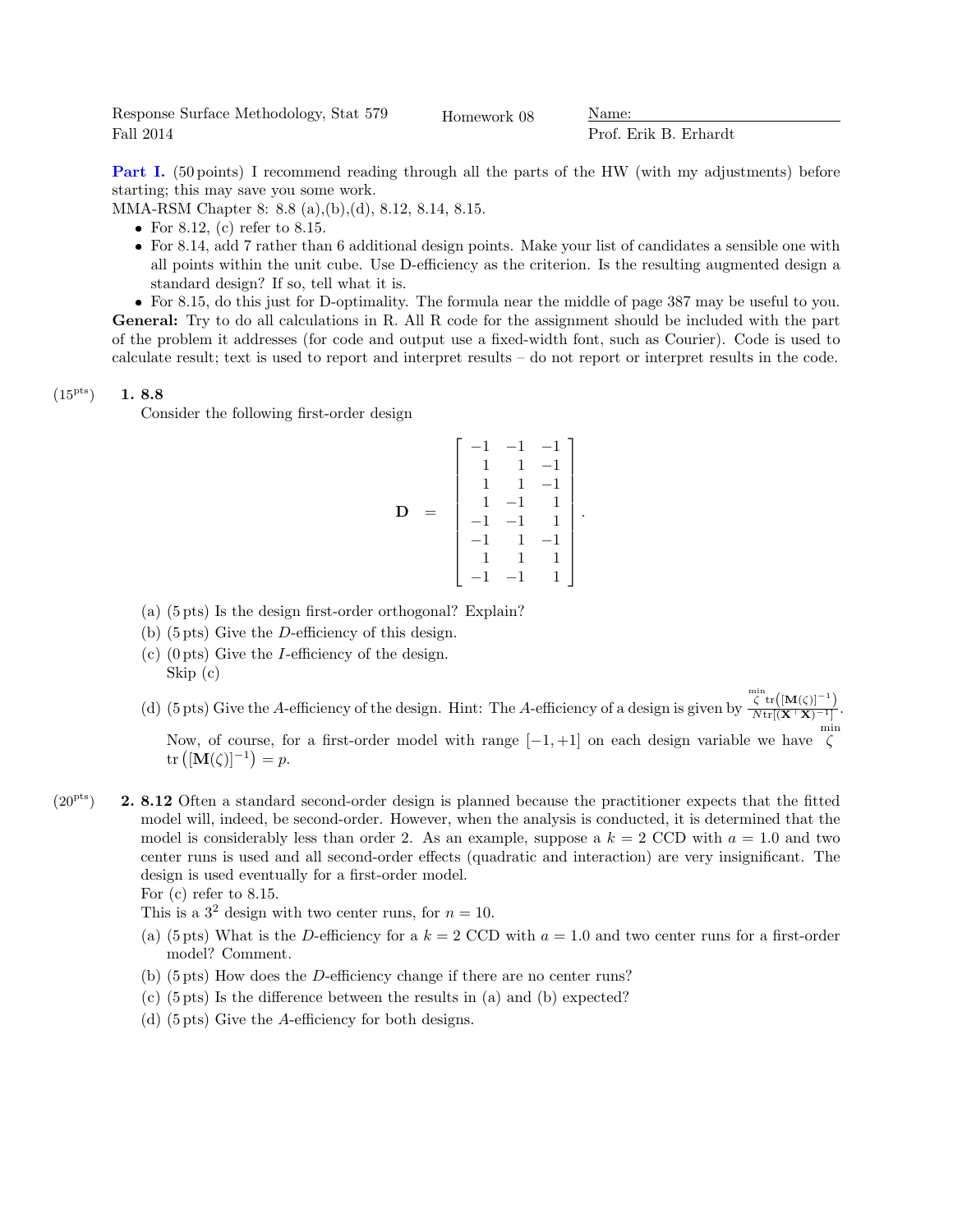Response Surface Methodology, Stat 579 | Homework 08 | Name:
Fall 2014 | | Prof. Erik B. Erhardt

**Part I.** (50 points) I recommend reading through all the parts of the HW (with my adjustments) before starting; this may save you some work.

MMA-RSM Chapter 8: 8.8 (a),(b),(d), 8.12, 8.14, 8.15.

- For 8.12, (c) refer to 8.15.
- For 8.14, add 7 rather than 6 additional design points. Make your list of candidates a sensible one with all points within the unit cube. Use D-efficiency as the criterion. Is the resulting augmented design a standard design? If so, tell what it is.
- For 8.15, do this just for D-optimality. The formula near the middle of page 387 may be useful to you.

**General:** Try to do all calculations in R. All R code for the assignment should be included with the part of the problem it addresses (for code and output use a fixed-width font, such as Courier). Code is used to calculate result; text is used to report and interpret results – do not report or interpret results in the code.

($15^{\text{pts}}$) **1. 8.8**

Consider the following first-order design

$$\mathbf{D} = \begin{bmatrix} -1 & -1 & -1 \\ 1 & 1 & -1 \\ 1 & 1 & -1 \\ 1 & -1 & 1 \\ -1 & -1 & 1 \\ -1 & 1 & -1 \\ 1 & 1 & 1 \\ -1 & -1 & 1 \end{bmatrix}.$$

(a) (5 pts) Is the design first-order orthogonal? Explain?

(b) (5 pts) Give the $D$-efficiency of this design.

(c) (0 pts) Give the $I$-efficiency of the design.
Skip (c)

(d) (5 pts) Give the $A$-efficiency of the design. Hint: The $A$-efficiency of a design is given by $\frac{\min_{\zeta} \operatorname{tr}\left([\mathbf{M}(\zeta)]^{-1}\right)}{N \operatorname{tr}[(\mathbf{X}^\top \mathbf{X})^{-1}]}$.
Now, of course, for a first-order model with range $[-1, +1]$ on each design variable we have $\min_{\zeta} \operatorname{tr}\left([\mathbf{M}(\zeta)]^{-1}\right) = p$.

($20^{\text{pts}}$) **2. 8.12** Often a standard second-order design is planned because the practitioner expects that the fitted model will, indeed, be second-order. However, when the analysis is conducted, it is determined that the model is considerably less than order 2. As an example, suppose a $k = 2$ CCD with $a = 1.0$ and two center runs is used and all second-order effects (quadratic and interaction) are very insignificant. The design is used eventually for a first-order model.

For (c) refer to 8.15.

This is a $3^2$ design with two center runs, for $n = 10$.

(a) (5 pts) What is the $D$-efficiency for a $k = 2$ CCD with $a = 1.0$ and two center runs for a first-order model? Comment.

(b) (5 pts) How does the $D$-efficiency change if there are no center runs?

(c) (5 pts) Is the difference between the results in (a) and (b) expected?

(d) (5 pts) Give the $A$-efficiency for both designs.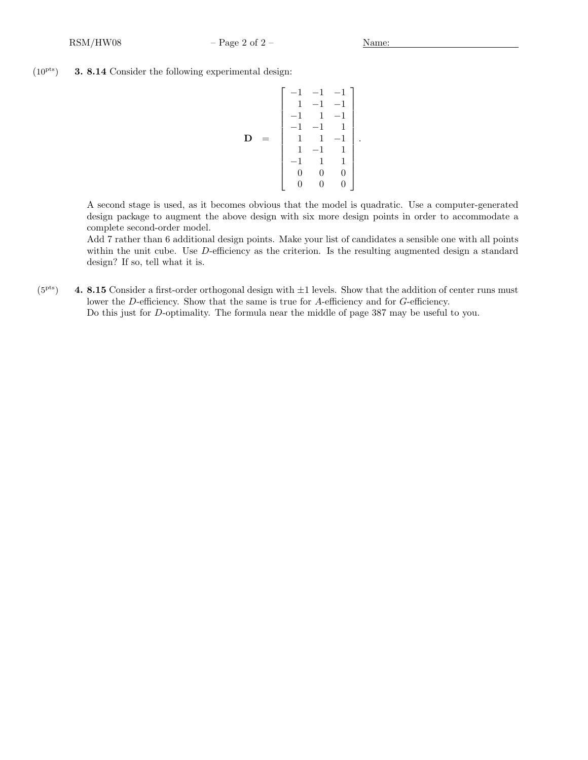(10[pts]) **3. 8.14** Consider the following experimental design:

$$
\mathbf{D} = \begin{bmatrix} -1 & -1 & -1 \\ 1 & -1 & -1 \\ -1 & 1 & -1 \\ -1 & -1 & 1 \\ 1 & 1 & -1 \\ 1 & -1 & 1 \\ -1 & 1 & 1 \\ 0 & 0 & 0 \\ 0 & 0 & 0 \end{bmatrix}.
$$

A second stage is used, as it becomes obvious that the model is quadratic. Use a computer-generated design package to augment the above design with six more design points in order to accommodate a complete second-order model.

Add 7 rather than 6 additional design points. Make your list of candidates a sensible one with all points within the unit cube. Use $D$-efficiency as the criterion. Is the resulting augmented design a standard design? If so, tell what it is.

(5[pts]) **4. 8.15** Consider a first-order orthogonal design with $\pm 1$ levels. Show that the addition of center runs must lower the $D$-efficiency. Show that the same is true for $A$-efficiency and for $G$-efficiency.

Do this just for $D$-optimality. The formula near the middle of page 387 may be useful to you.